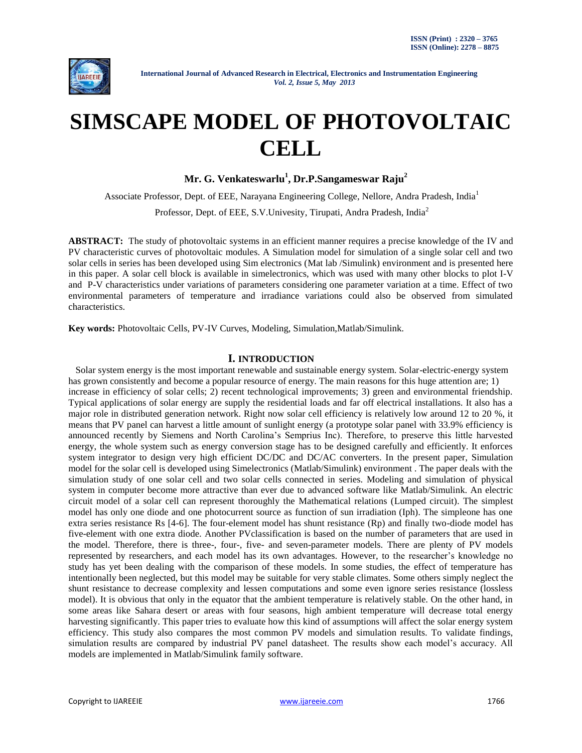# SIMSCAPE MODEL OF PHOTOVOLTAIC CELL

**Mr. G. Venkateswarlu[1], Dr.P.Sangameswar Raju[2]**

Associate Professor, Dept. of EEE, Narayana Engineering College, Nellore, Andra Pradesh, India[1]

Professor, Dept. of EEE, S.V.Univesity, Tirupati, Andra Pradesh, India[2]

**ABSTRACT:** The study of photovoltaic systems in an efficient manner requires a precise knowledge of the IV and PV characteristic curves of photovoltaic modules. A Simulation model for simulation of a single solar cell and two solar cells in series has been developed using Sim electronics (Mat lab /Simulink) environment and is presented here in this paper. A solar cell block is available in simelectronics, which was used with many other blocks to plot I-V and P-V characteristics under variations of parameters considering one parameter variation at a time. Effect of two environmental parameters of temperature and irradiance variations could also be observed from simulated characteristics.

**Key words:** Photovoltaic Cells, PV-IV Curves, Modeling, Simulation,Matlab/Simulink.

## I. INTRODUCTION

Solar system energy is the most important renewable and sustainable energy system. Solar-electric-energy system has grown consistently and become a popular resource of energy. The main reasons for this huge attention are; 1) increase in efficiency of solar cells; 2) recent technological improvements; 3) green and environmental friendship. Typical applications of solar energy are supply the residential loads and far off electrical installations. It also has a major role in distributed generation network. Right now solar cell efficiency is relatively low around 12 to 20 %, it means that PV panel can harvest a little amount of sunlight energy (a prototype solar panel with 33.9% efficiency is announced recently by Siemens and North Carolina's Semprius Inc). Therefore, to preserve this little harvested energy, the whole system such as energy conversion stage has to be designed carefully and efficiently. It enforces system integrator to design very high efficient DC/DC and DC/AC converters. In the present paper, Simulation model for the solar cell is developed using Simelectronics (Matlab/Simulink) environment . The paper deals with the simulation study of one solar cell and two solar cells connected in series. Modeling and simulation of physical system in computer become more attractive than ever due to advanced software like Matlab/Simulink. An electric circuit model of a solar cell can represent thoroughly the Mathematical relations (Lumped circuit). The simplest model has only one diode and one photocurrent source as function of sun irradiation (Iph). The simpleone has one extra series resistance Rs [4-6]. The four-element model has shunt resistance (Rp) and finally two-diode model has five-element with one extra diode. Another PVclassification is based on the number of parameters that are used in the model. Therefore, there is three-, four-, five- and seven-parameter models. There are plenty of PV models represented by researchers, and each model has its own advantages. However, to the researcher's knowledge no study has yet been dealing with the comparison of these models. In some studies, the effect of temperature has intentionally been neglected, but this model may be suitable for very stable climates. Some others simply neglect the shunt resistance to decrease complexity and lessen computations and some even ignore series resistance (lossless model). It is obvious that only in the equator that the ambient temperature is relatively stable. On the other hand, in some areas like Sahara desert or areas with four seasons, high ambient temperature will decrease total energy harvesting significantly. This paper tries to evaluate how this kind of assumptions will affect the solar energy system efficiency. This study also compares the most common PV models and simulation results. To validate findings, simulation results are compared by industrial PV panel datasheet. The results show each model's accuracy. All models are implemented in Matlab/Simulink family software.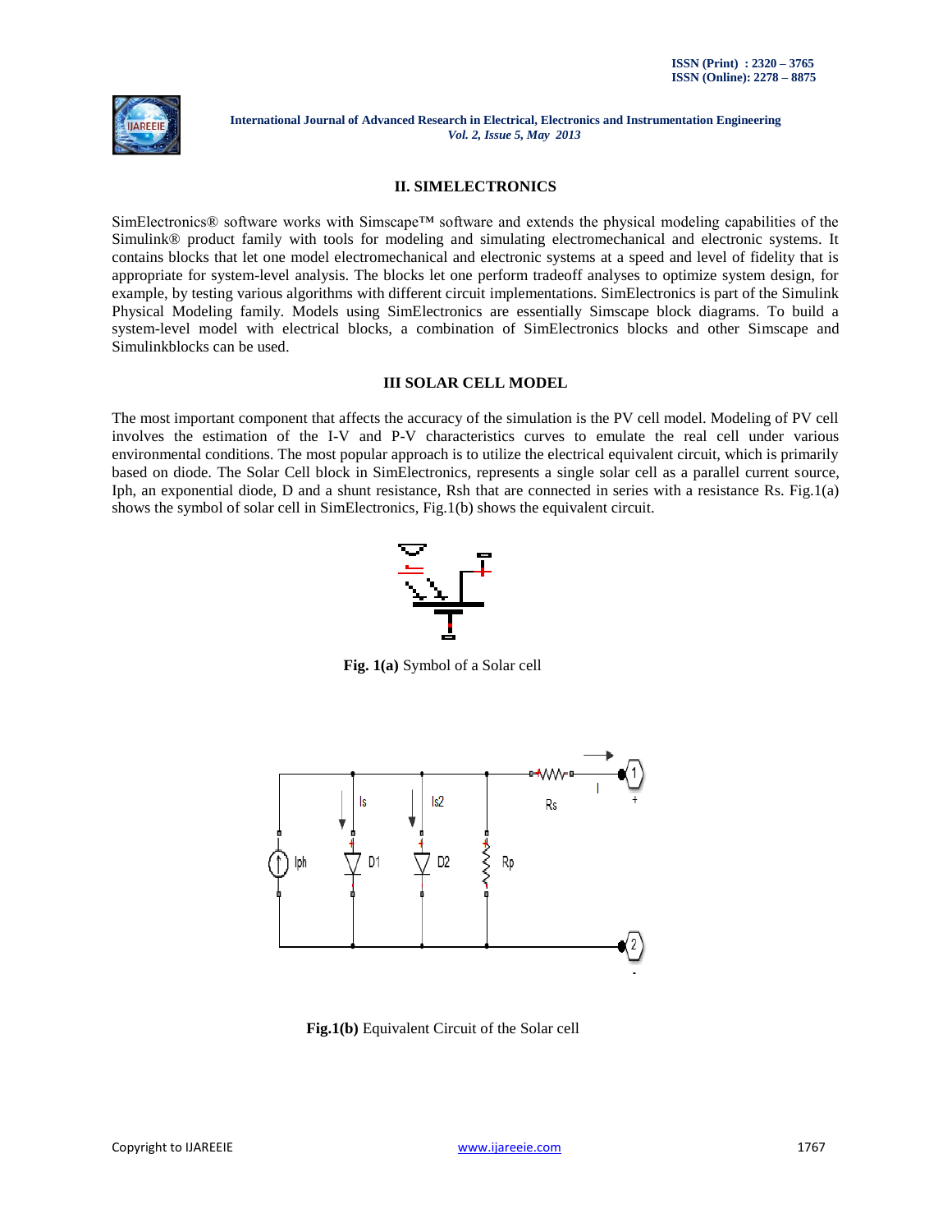## II. SIMELECTRONICS

SimElectronics® software works with Simscape™ software and extends the physical modeling capabilities of the Simulink® product family with tools for modeling and simulating electromechanical and electronic systems. It contains blocks that let one model electromechanical and electronic systems at a speed and level of fidelity that is appropriate for system-level analysis. The blocks let one perform tradeoff analyses to optimize system design, for example, by testing various algorithms with different circuit implementations. SimElectronics is part of the Simulink Physical Modeling family. Models using SimElectronics are essentially Simscape block diagrams. To build a system-level model with electrical blocks, a combination of SimElectronics blocks and other Simscape and Simulinkblocks can be used.

## III SOLAR CELL MODEL

The most important component that affects the accuracy of the simulation is the PV cell model. Modeling of PV cell involves the estimation of the I-V and P-V characteristics curves to emulate the real cell under various environmental conditions. The most popular approach is to utilize the electrical equivalent circuit, which is primarily based on diode. The Solar Cell block in SimElectronics, represents a single solar cell as a parallel current source, Iph, an exponential diode, D and a shunt resistance, Rsh that are connected in series with a resistance Rs. Fig.1(a) shows the symbol of solar cell in SimElectronics, Fig.1(b) shows the equivalent circuit.

**Fig. 1(a)** Symbol of a Solar cell

**Fig.1(b)** Equivalent Circuit of the Solar cell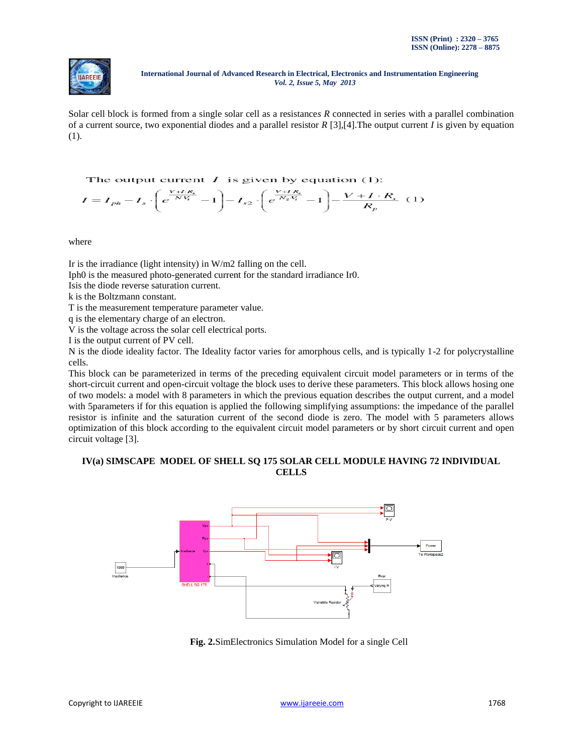Solar cell block is formed from a single solar cell as a resistances *R* connected in series with a parallel combination of a current source, two exponential diodes and a parallel resistor *R* [3],[4].The output current *I* is given by equation (1).

The output current $I$ is given by equation (1):

$$I = I_{ph} - I_s \cdot \left( e^{\frac{V + I \cdot R_s}{N V_t}} - 1 \right) - I_{s2} \cdot \left( e^{\frac{V + I \cdot R_s}{N_2 V_t}} - 1 \right) - \frac{V + I \cdot R_s}{R_p} \quad (1)$$

where

Ir is the irradiance (light intensity) in W/m2 falling on the cell.
Iph0 is the measured photo-generated current for the standard irradiance Ir0.
Isis the diode reverse saturation current.
k is the Boltzmann constant.
T is the measurement temperature parameter value.
q is the elementary charge of an electron.
V is the voltage across the solar cell electrical ports.
I is the output current of PV cell.
N is the diode ideality factor. The Ideality factor varies for amorphous cells, and is typically 1-2 for polycrystalline cells.
This block can be parameterized in terms of the preceding equivalent circuit model parameters or in terms of the short-circuit current and open-circuit voltage the block uses to derive these parameters. This block allows hosing one of two models: a model with 8 parameters in which the previous equation describes the output current, and a model with 5parameters if for this equation is applied the following simplifying assumptions: the impedance of the parallel resistor is infinite and the saturation current of the second diode is zero. The model with 5 parameters allows optimization of this block according to the equivalent circuit model parameters or by short circuit current and open circuit voltage [3].

### IV(a) SIMSCAPE MODEL OF SHELL SQ 175 SOLAR CELL MODULE HAVING 72 INDIVIDUAL CELLS

**Fig. 2.**SimElectronics Simulation Model for a single Cell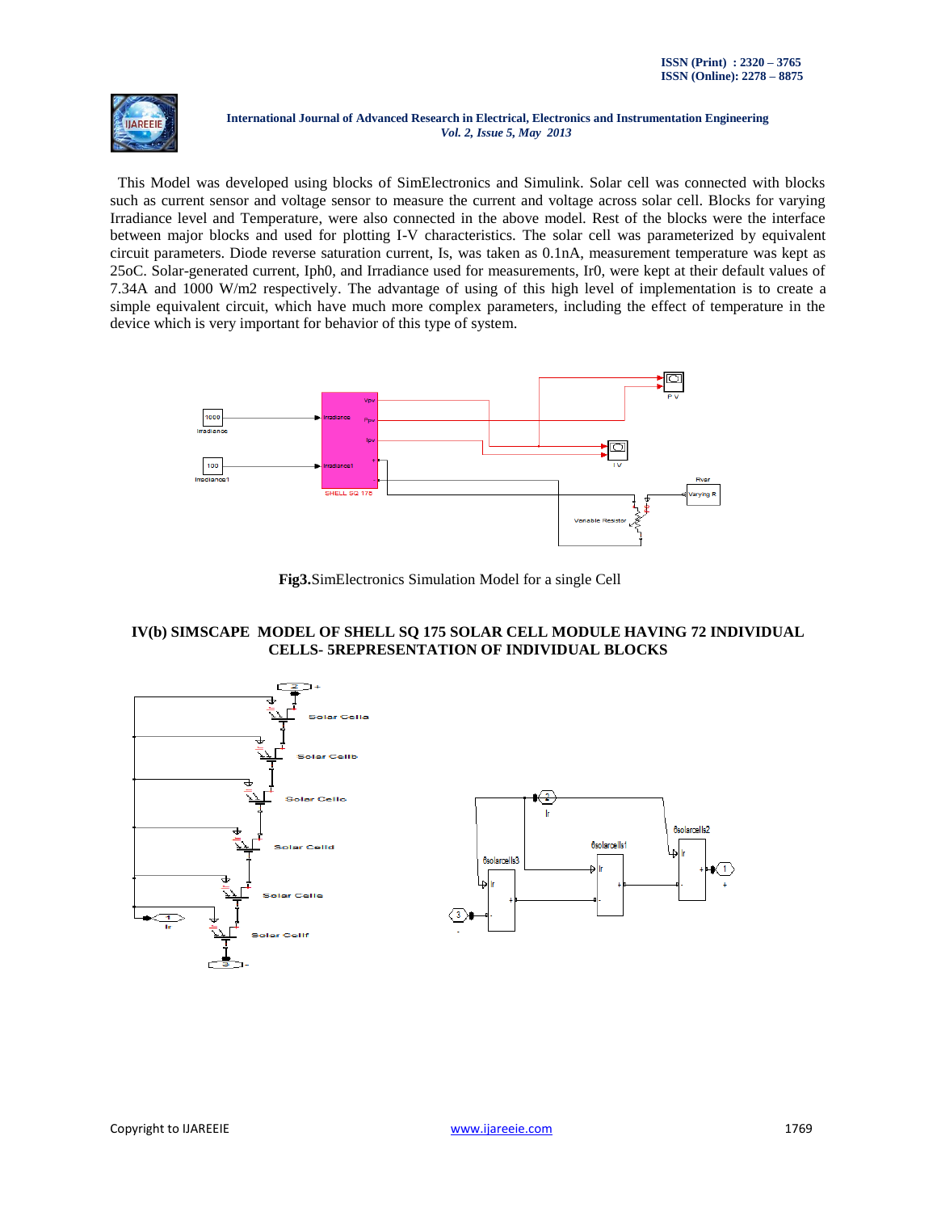This Model was developed using blocks of SimElectronics and Simulink. Solar cell was connected with blocks such as current sensor and voltage sensor to measure the current and voltage across solar cell. Blocks for varying Irradiance level and Temperature, were also connected in the above model. Rest of the blocks were the interface between major blocks and used for plotting I-V characteristics. The solar cell was parameterized by equivalent circuit parameters. Diode reverse saturation current, Is, was taken as 0.1nA, measurement temperature was kept as 25oC. Solar-generated current, Iph0, and Irradiance used for measurements, Ir0, were kept at their default values of 7.34A and 1000 W/m2 respectively. The advantage of using of this high level of implementation is to create a simple equivalent circuit, which have much more complex parameters, including the effect of temperature in the device which is very important for behavior of this type of system.

**Fig3.**SimElectronics Simulation Model for a single Cell

### IV(b) SIMSCAPE MODEL OF SHELL SQ 175 SOLAR CELL MODULE HAVING 72 INDIVIDUAL CELLS- 5REPRESENTATION OF INDIVIDUAL BLOCKS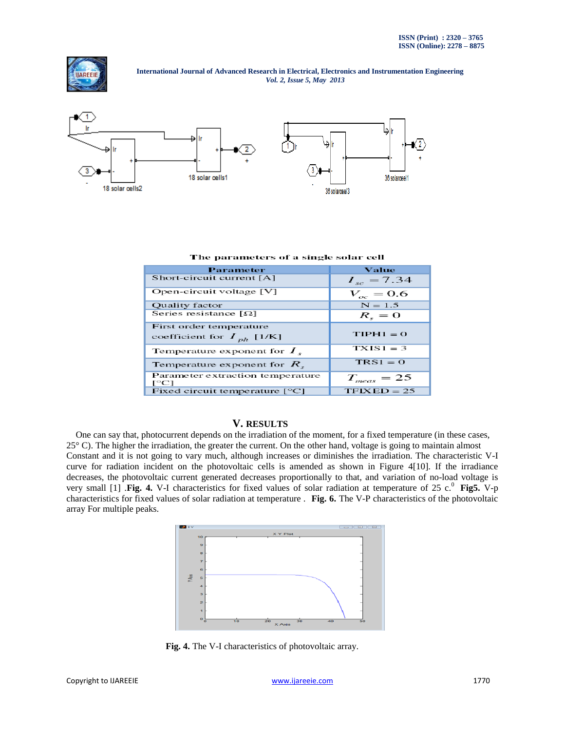The parameters of a single solar cell

| Parameter | Value |
|---|---|
| Short-circuit current [A] | $I_{sc} = 7.34$ |
| Open-circuit voltage [V] | $V_{oc} = 0.6$ |
| Quality factor | N = 1.5 |
| Series resistance [Ω] | $R_s = 0$ |
| First order temperature coefficient for $I_{ph}$ [1/K] | TIPH1 = 0 |
| Temperature exponent for $I_s$ | TXIS1 = 3 |
| Temperature exponent for $R_s$ | TRS1 = 0 |
| Parameter extraction temperature [°C] | $T_{meas} = 25$ |
| Fixed circuit temperature [°C] | TFIXED = 25 |

## V. RESULTS

One can say that, photocurrent depends on the irradiation of the moment, for a fixed temperature (in these cases, 25° C). The higher the irradiation, the greater the current. On the other hand, voltage is going to maintain almost Constant and it is not going to vary much, although increases or diminishes the irradiation. The characteristic V-I curve for radiation incident on the photovoltaic cells is amended as shown in Figure 4[10]. If the irradiance decreases, the photovoltaic current generated decreases proportionally to that, and variation of no-load voltage is very small [1] .**Fig. 4.** V-I characteristics for fixed values of solar radiation at temperature of 25 c.$^0$ **Fig5.** V-p characteristics for fixed values of solar radiation at temperature . **Fig. 6.** The V-P characteristics of the photovoltaic array For multiple peaks.

**Fig. 4.** The V-I characteristics of photovoltaic array.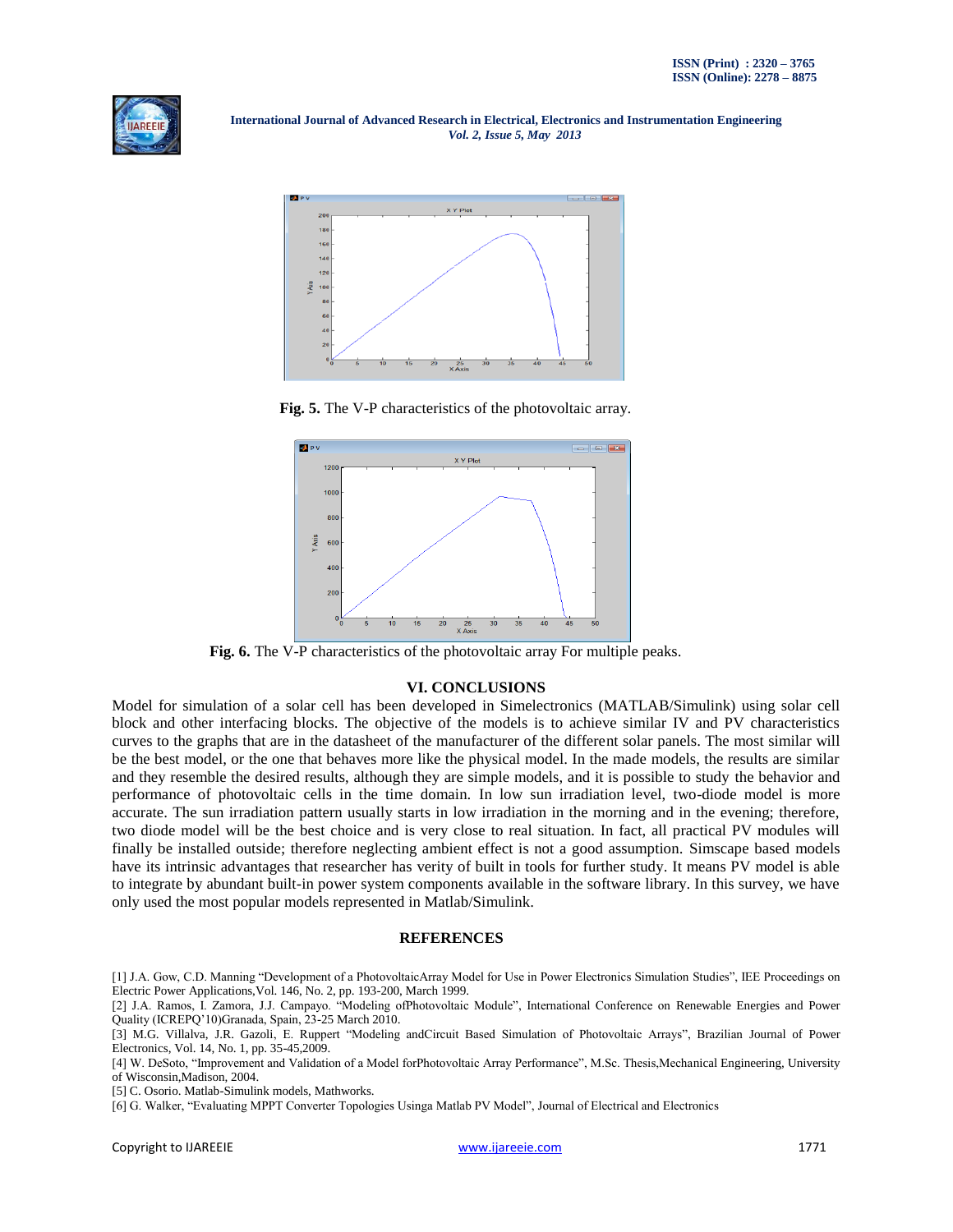**Fig. 5.** The V-P characteristics of the photovoltaic array.

**Fig. 6.** The V-P characteristics of the photovoltaic array For multiple peaks.

## VI. CONCLUSIONS

Model for simulation of a solar cell has been developed in Simelectronics (MATLAB/Simulink) using solar cell block and other interfacing blocks. The objective of the models is to achieve similar IV and PV characteristics curves to the graphs that are in the datasheet of the manufacturer of the different solar panels. The most similar will be the best model, or the one that behaves more like the physical model. In the made models, the results are similar and they resemble the desired results, although they are simple models, and it is possible to study the behavior and performance of photovoltaic cells in the time domain. In low sun irradiation level, two-diode model is more accurate. The sun irradiation pattern usually starts in low irradiation in the morning and in the evening; therefore, two diode model will be the best choice and is very close to real situation. In fact, all practical PV modules will finally be installed outside; therefore neglecting ambient effect is not a good assumption. Simscape based models have its intrinsic advantages that researcher has verity of built in tools for further study. It means PV model is able to integrate by abundant built-in power system components available in the software library. In this survey, we have only used the most popular models represented in Matlab/Simulink.

## REFERENCES

[1] J.A. Gow, C.D. Manning "Development of a PhotovoltaicArray Model for Use in Power Electronics Simulation Studies", IEE Proceedings on Electric Power Applications,Vol. 146, No. 2, pp. 193-200, March 1999.

[2] J.A. Ramos, I. Zamora, J.J. Campayo. "Modeling ofPhotovoltaic Module", International Conference on Renewable Energies and Power Quality (ICREPQ'10)Granada, Spain, 23-25 March 2010.

[3] M.G. Villalva, J.R. Gazoli, E. Ruppert "Modeling andCircuit Based Simulation of Photovoltaic Arrays", Brazilian Journal of Power Electronics, Vol. 14, No. 1, pp. 35-45,2009.

[4] W. DeSoto, "Improvement and Validation of a Model forPhotovoltaic Array Performance", M.Sc. Thesis,Mechanical Engineering, University of Wisconsin,Madison, 2004.

[5] C. Osorio. Matlab-Simulink models, Mathworks.

[6] G. Walker, "Evaluating MPPT Converter Topologies Usinga Matlab PV Model", Journal of Electrical and Electronics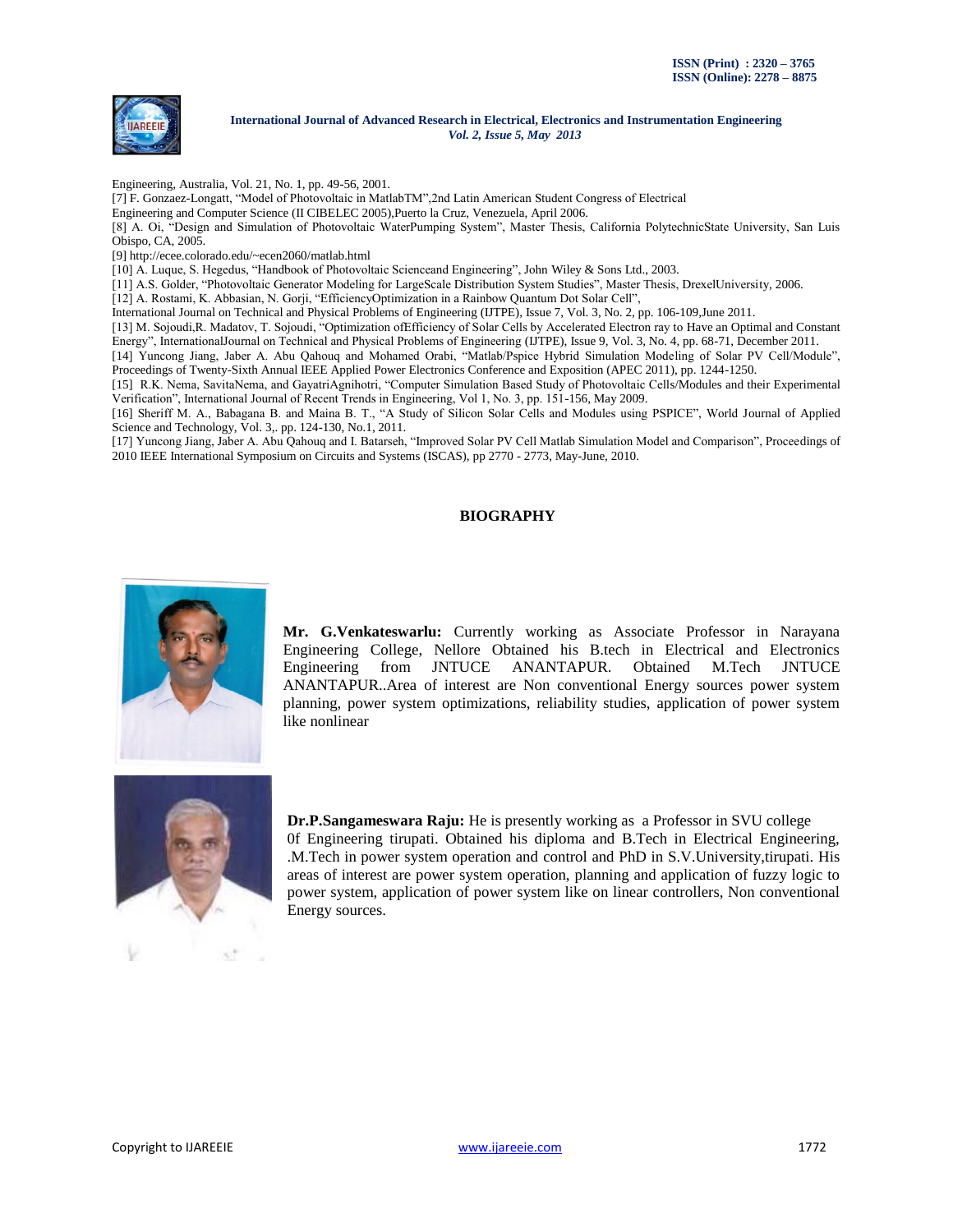Engineering, Australia, Vol. 21, No. 1, pp. 49-56, 2001.

[7] F. Gonzaez-Longatt, "Model of Photovoltaic in MatlabTM",2nd Latin American Student Congress of Electrical Engineering and Computer Science (II CIBELEC 2005),Puerto la Cruz, Venezuela, April 2006.

[8] A. Oi, "Design and Simulation of Photovoltaic WaterPumping System", Master Thesis, California PolytechnicState University, San Luis Obispo, CA, 2005.

[9] http://ecee.colorado.edu/~ecen2060/matlab.html

[10] A. Luque, S. Hegedus, "Handbook of Photovoltaic Scienceand Engineering", John Wiley & Sons Ltd., 2003.

[11] A.S. Golder, "Photovoltaic Generator Modeling for LargeScale Distribution System Studies", Master Thesis, DrexelUniversity, 2006.

[12] A. Rostami, K. Abbasian, N. Gorji, "EfficiencyOptimization in a Rainbow Quantum Dot Solar Cell", International Journal on Technical and Physical Problems of Engineering (IJTPE), Issue 7, Vol. 3, No. 2, pp. 106-109,June 2011.

[13] M. Sojoudi,R. Madatov, T. Sojoudi, "Optimization ofEfficiency of Solar Cells by Accelerated Electron ray to Have an Optimal and Constant Energy", InternationalJournal on Technical and Physical Problems of Engineering (IJTPE), Issue 9, Vol. 3, No. 4, pp. 68-71, December 2011.

[14] Yuncong Jiang, Jaber A. Abu Qahouq and Mohamed Orabi, "Matlab/Pspice Hybrid Simulation Modeling of Solar PV Cell/Module", Proceedings of Twenty-Sixth Annual IEEE Applied Power Electronics Conference and Exposition (APEC 2011), pp. 1244-1250.

[15] R.K. Nema, SavitaNema, and GayatriAgnihotri, "Computer Simulation Based Study of Photovoltaic Cells/Modules and their Experimental Verification", International Journal of Recent Trends in Engineering, Vol 1, No. 3, pp. 151-156, May 2009.

[16] Sheriff M. A., Babagana B. and Maina B. T., "A Study of Silicon Solar Cells and Modules using PSPICE", World Journal of Applied Science and Technology, Vol. 3,. pp. 124-130, No.1, 2011.

[17] Yuncong Jiang, Jaber A. Abu Qahouq and I. Batarseh, "Improved Solar PV Cell Matlab Simulation Model and Comparison", Proceedings of 2010 IEEE International Symposium on Circuits and Systems (ISCAS), pp 2770 - 2773, May-June, 2010.

## BIOGRAPHY

**Mr. G.Venkateswarlu:** Currently working as Associate Professor in Narayana Engineering College, Nellore Obtained his B.tech in Electrical and Electronics Engineering from JNTUCE ANANTAPUR. Obtained M.Tech JNTUCE ANANTAPUR..Area of interest are Non conventional Energy sources power system planning, power system optimizations, reliability studies, application of power system like nonlinear

**Dr.P.Sangameswara Raju:** He is presently working as a Professor in SVU college 0f Engineering tirupati. Obtained his diploma and B.Tech in Electrical Engineering, .M.Tech in power system operation and control and PhD in S.V.University,tirupati. His areas of interest are power system operation, planning and application of fuzzy logic to power system, application of power system like on linear controllers, Non conventional Energy sources.